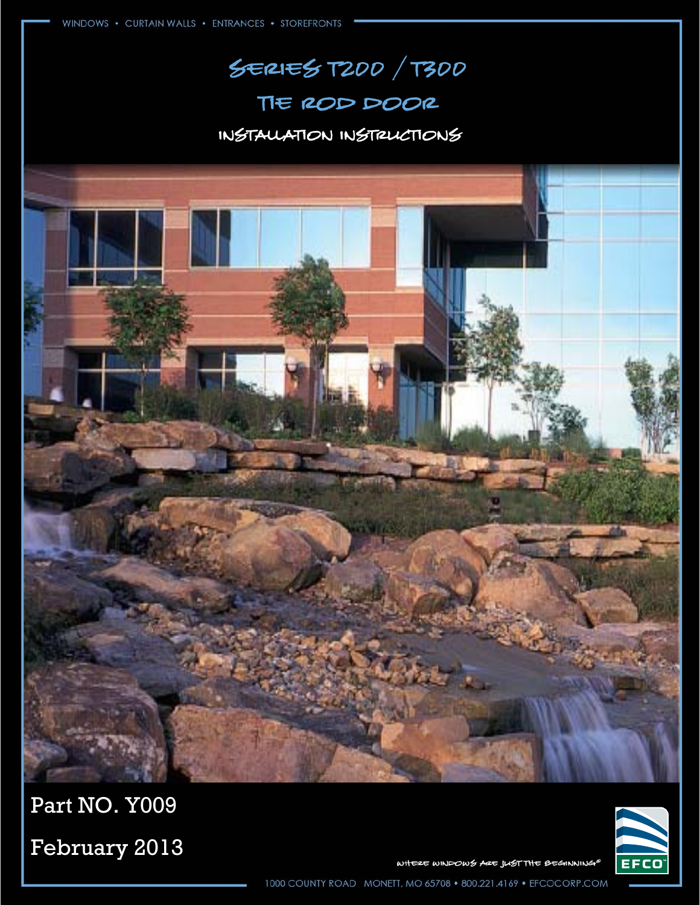WINDOWS • CURTAIN WALLS • ENTRANCES • STOREFRONTS

# SERIES T200 / T300

# TIE ROD DOOR

## INSTALLATION INSTRUCTIONS

Part NO. Y009

February 2013

WHERE WINDOWS ARE JUST THE BEGINNING®

EFCO

1000 COUNTY ROAD MONETT, MO 65708 • 800.221.4169 • EFCOCORP.COM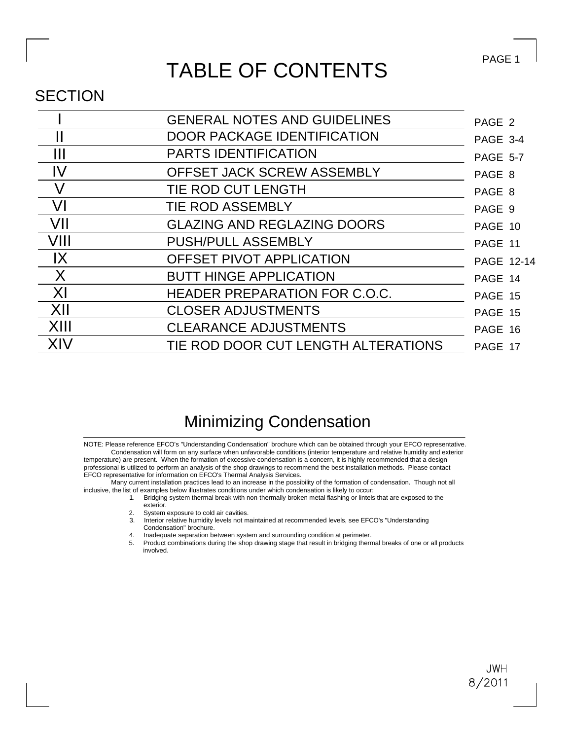# TABLE OF CONTENTS

## SECTION

| Section | Title | Page |
|---|---|---|
| I | GENERAL NOTES AND GUIDELINES | PAGE 2 |
| II | DOOR PACKAGE IDENTIFICATION | PAGE 3-4 |
| III | PARTS IDENTIFICATION | PAGE 5-7 |
| IV | OFFSET JACK SCREW ASSEMBLY | PAGE 8 |
| V | TIE ROD CUT LENGTH | PAGE 8 |
| VI | TIE ROD ASSEMBLY | PAGE 9 |
| VII | GLAZING AND REGLAZING DOORS | PAGE 10 |
| VIII | PUSH/PULL ASSEMBLY | PAGE 11 |
| IX | OFFSET PIVOT APPLICATION | PAGE 12-14 |
| X | BUTT HINGE APPLICATION | PAGE 14 |
| XI | HEADER PREPARATION FOR C.O.C. | PAGE 15 |
| XII | CLOSER ADJUSTMENTS | PAGE 15 |
| XIII | CLEARANCE ADJUSTMENTS | PAGE 16 |
| XIV | TIE ROD DOOR CUT LENGTH ALTERATIONS | PAGE 17 |

## Minimizing Condensation

NOTE: Please reference EFCO's "Understanding Condensation" brochure which can be obtained through your EFCO representative.

Condensation will form on any surface when unfavorable conditions (interior temperature and relative humidity and exterior temperature) are present. When the formation of excessive condensation is a concern, it is highly recommended that a design professional is utilized to perform an analysis of the shop drawings to recommend the best installation methods. Please contact EFCO representative for information on EFCO's Thermal Analysis Services.

Many current installation practices lead to an increase in the possibility of the formation of condensation. Though not all inclusive, the list of examples below illustrates conditions under which condensation is likely to occur:

1. Bridging system thermal break with non-thermally broken metal flashing or lintels that are exposed to the exterior.
2. System exposure to cold air cavities.
3. Interior relative humidity levels not maintained at recommended levels, see EFCO's "Understanding Condensation" brochure.
4. Inadequate separation between system and surrounding condition at perimeter.
5. Product combinations during the shop drawing stage that result in bridging thermal breaks of one or all products involved.

JWH
8/2011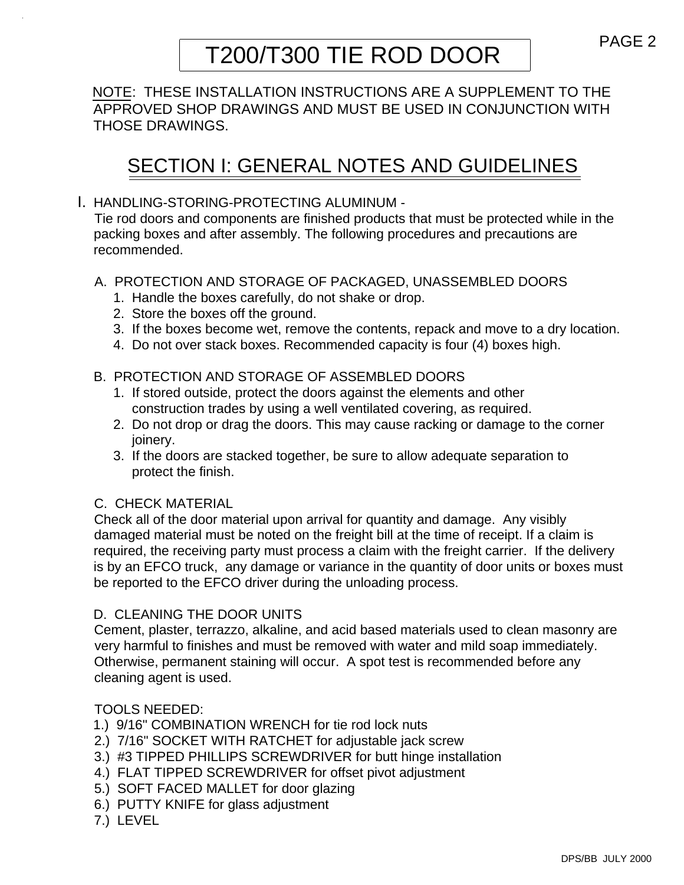# T200/T300 TIE ROD DOOR

NOTE: THESE INSTALLATION INSTRUCTIONS ARE A SUPPLEMENT TO THE APPROVED SHOP DRAWINGS AND MUST BE USED IN CONJUNCTION WITH THOSE DRAWINGS.

## SECTION I: GENERAL NOTES AND GUIDELINES

I. HANDLING-STORING-PROTECTING ALUMINUM -

Tie rod doors and components are finished products that must be protected while in the packing boxes and after assembly. The following procedures and precautions are recommended.

A. PROTECTION AND STORAGE OF PACKAGED, UNASSEMBLED DOORS

1. Handle the boxes carefully, do not shake or drop.
2. Store the boxes off the ground.
3. If the boxes become wet, remove the contents, repack and move to a dry location.
4. Do not over stack boxes. Recommended capacity is four (4) boxes high.

B. PROTECTION AND STORAGE OF ASSEMBLED DOORS

1. If stored outside, protect the doors against the elements and other construction trades by using a well ventilated covering, as required.
2. Do not drop or drag the doors. This may cause racking or damage to the corner joinery.
3. If the doors are stacked together, be sure to allow adequate separation to protect the finish.

C. CHECK MATERIAL

Check all of the door material upon arrival for quantity and damage. Any visibly damaged material must be noted on the freight bill at the time of receipt. If a claim is required, the receiving party must process a claim with the freight carrier. If the delivery is by an EFCO truck, any damage or variance in the quantity of door units or boxes must be reported to the EFCO driver during the unloading process.

D. CLEANING THE DOOR UNITS

Cement, plaster, terrazzo, alkaline, and acid based materials used to clean masonry are very harmful to finishes and must be removed with water and mild soap immediately. Otherwise, permanent staining will occur. A spot test is recommended before any cleaning agent is used.

TOOLS NEEDED:

1.) 9/16" COMBINATION WRENCH for tie rod lock nuts
2.) 7/16" SOCKET WITH RATCHET for adjustable jack screw
3.) #3 TIPPED PHILLIPS SCREWDRIVER for butt hinge installation
4.) FLAT TIPPED SCREWDRIVER for offset pivot adjustment
5.) SOFT FACED MALLET for door glazing
6.) PUTTY KNIFE for glass adjustment
7.) LEVEL

DPS/BB JULY 2000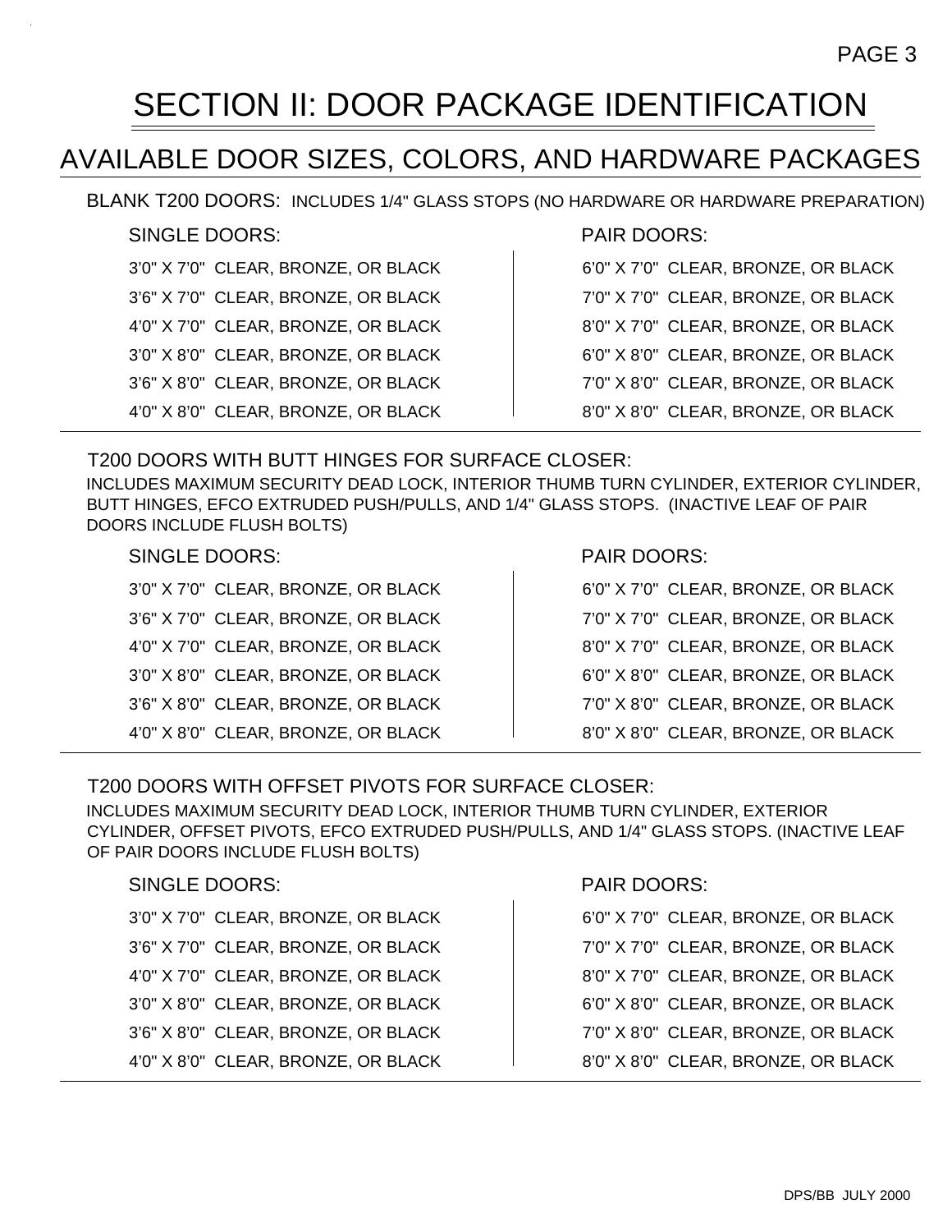# SECTION II: DOOR PACKAGE IDENTIFICATION

## AVAILABLE DOOR SIZES, COLORS, AND HARDWARE PACKAGES

BLANK T200 DOORS: INCLUDES 1/4" GLASS STOPS (NO HARDWARE OR HARDWARE PREPARATION)

| SINGLE DOORS: | PAIR DOORS: |
|---|---|
| 3'0" X 7'0" CLEAR, BRONZE, OR BLACK | 6'0" X 7'0" CLEAR, BRONZE, OR BLACK |
| 3'6" X 7'0" CLEAR, BRONZE, OR BLACK | 7'0" X 7'0" CLEAR, BRONZE, OR BLACK |
| 4'0" X 7'0" CLEAR, BRONZE, OR BLACK | 8'0" X 7'0" CLEAR, BRONZE, OR BLACK |
| 3'0" X 8'0" CLEAR, BRONZE, OR BLACK | 6'0" X 8'0" CLEAR, BRONZE, OR BLACK |
| 3'6" X 8'0" CLEAR, BRONZE, OR BLACK | 7'0" X 8'0" CLEAR, BRONZE, OR BLACK |
| 4'0" X 8'0" CLEAR, BRONZE, OR BLACK | 8'0" X 8'0" CLEAR, BRONZE, OR BLACK |

T200 DOORS WITH BUTT HINGES FOR SURFACE CLOSER:

INCLUDES MAXIMUM SECURITY DEAD LOCK, INTERIOR THUMB TURN CYLINDER, EXTERIOR CYLINDER, BUTT HINGES, EFCO EXTRUDED PUSH/PULLS, AND 1/4" GLASS STOPS. (INACTIVE LEAF OF PAIR DOORS INCLUDE FLUSH BOLTS)

| SINGLE DOORS: | PAIR DOORS: |
|---|---|
| 3'0" X 7'0" CLEAR, BRONZE, OR BLACK | 6'0" X 7'0" CLEAR, BRONZE, OR BLACK |
| 3'6" X 7'0" CLEAR, BRONZE, OR BLACK | 7'0" X 7'0" CLEAR, BRONZE, OR BLACK |
| 4'0" X 7'0" CLEAR, BRONZE, OR BLACK | 8'0" X 7'0" CLEAR, BRONZE, OR BLACK |
| 3'0" X 8'0" CLEAR, BRONZE, OR BLACK | 6'0" X 8'0" CLEAR, BRONZE, OR BLACK |
| 3'6" X 8'0" CLEAR, BRONZE, OR BLACK | 7'0" X 8'0" CLEAR, BRONZE, OR BLACK |
| 4'0" X 8'0" CLEAR, BRONZE, OR BLACK | 8'0" X 8'0" CLEAR, BRONZE, OR BLACK |

T200 DOORS WITH OFFSET PIVOTS FOR SURFACE CLOSER:

INCLUDES MAXIMUM SECURITY DEAD LOCK, INTERIOR THUMB TURN CYLINDER, EXTERIOR CYLINDER, OFFSET PIVOTS, EFCO EXTRUDED PUSH/PULLS, AND 1/4" GLASS STOPS. (INACTIVE LEAF OF PAIR DOORS INCLUDE FLUSH BOLTS)

| SINGLE DOORS: | PAIR DOORS: |
|---|---|
| 3'0" X 7'0" CLEAR, BRONZE, OR BLACK | 6'0" X 7'0" CLEAR, BRONZE, OR BLACK |
| 3'6" X 7'0" CLEAR, BRONZE, OR BLACK | 7'0" X 7'0" CLEAR, BRONZE, OR BLACK |
| 4'0" X 7'0" CLEAR, BRONZE, OR BLACK | 8'0" X 7'0" CLEAR, BRONZE, OR BLACK |
| 3'0" X 8'0" CLEAR, BRONZE, OR BLACK | 6'0" X 8'0" CLEAR, BRONZE, OR BLACK |
| 3'6" X 8'0" CLEAR, BRONZE, OR BLACK | 7'0" X 8'0" CLEAR, BRONZE, OR BLACK |
| 4'0" X 8'0" CLEAR, BRONZE, OR BLACK | 8'0" X 8'0" CLEAR, BRONZE, OR BLACK |

DPS/BB JULY 2000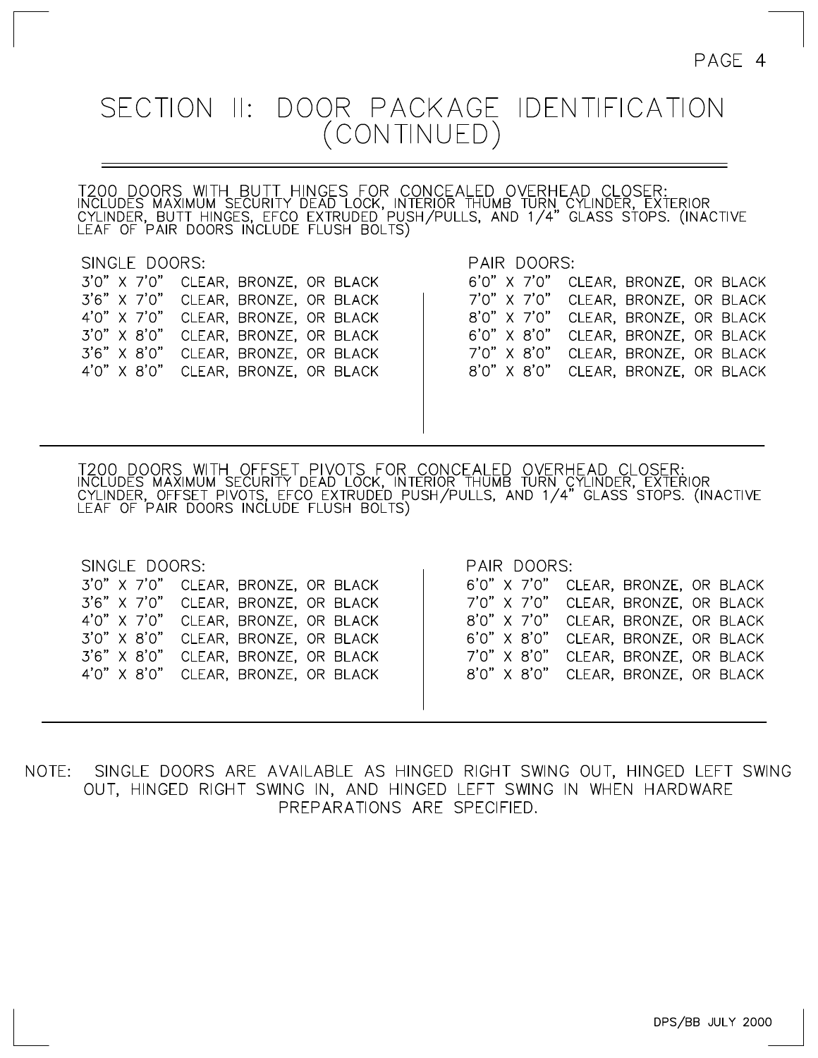# SECTION II: DOOR PACKAGE IDENTIFICATION (CONTINUED)

## T200 DOORS WITH BUTT HINGES FOR CONCEALED OVERHEAD CLOSER:

INCLUDES MAXIMUM SECURITY DEAD LOCK, INTERIOR THUMB TURN CYLINDER, EXTERIOR CYLINDER, BUTT HINGES, EFCO EXTRUDED PUSH/PULLS, AND 1/4" GLASS STOPS. (INACTIVE LEAF OF PAIR DOORS INCLUDE FLUSH BOLTS)

| SINGLE DOORS: | | PAIR DOORS: | |
|---|---|---|---|
| 3'0" X 7'0" | CLEAR, BRONZE, OR BLACK | 6'0" X 7'0" | CLEAR, BRONZE, OR BLACK |
| 3'6" X 7'0" | CLEAR, BRONZE, OR BLACK | 7'0" X 7'0" | CLEAR, BRONZE, OR BLACK |
| 4'0" X 7'0" | CLEAR, BRONZE, OR BLACK | 8'0" X 7'0" | CLEAR, BRONZE, OR BLACK |
| 3'0" X 8'0" | CLEAR, BRONZE, OR BLACK | 6'0" X 8'0" | CLEAR, BRONZE, OR BLACK |
| 3'6" X 8'0" | CLEAR, BRONZE, OR BLACK | 7'0" X 8'0" | CLEAR, BRONZE, OR BLACK |
| 4'0" X 8'0" | CLEAR, BRONZE, OR BLACK | 8'0" X 8'0" | CLEAR, BRONZE, OR BLACK |

## T200 DOORS WITH OFFSET PIVOTS FOR CONCEALED OVERHEAD CLOSER:

INCLUDES MAXIMUM SECURITY DEAD LOCK, INTERIOR THUMB TURN CYLINDER, EXTERIOR CYLINDER, OFFSET PIVOTS, EFCO EXTRUDED PUSH/PULLS, AND 1/4" GLASS STOPS. (INACTIVE LEAF OF PAIR DOORS INCLUDE FLUSH BOLTS)

| SINGLE DOORS: | | PAIR DOORS: | |
|---|---|---|---|
| 3'0" X 7'0" | CLEAR, BRONZE, OR BLACK | 6'0" X 7'0" | CLEAR, BRONZE, OR BLACK |
| 3'6" X 7'0" | CLEAR, BRONZE, OR BLACK | 7'0" X 7'0" | CLEAR, BRONZE, OR BLACK |
| 4'0" X 7'0" | CLEAR, BRONZE, OR BLACK | 8'0" X 7'0" | CLEAR, BRONZE, OR BLACK |
| 3'0" X 8'0" | CLEAR, BRONZE, OR BLACK | 6'0" X 8'0" | CLEAR, BRONZE, OR BLACK |
| 3'6" X 8'0" | CLEAR, BRONZE, OR BLACK | 7'0" X 8'0" | CLEAR, BRONZE, OR BLACK |
| 4'0" X 8'0" | CLEAR, BRONZE, OR BLACK | 8'0" X 8'0" | CLEAR, BRONZE, OR BLACK |

NOTE: SINGLE DOORS ARE AVAILABLE AS HINGED RIGHT SWING OUT, HINGED LEFT SWING OUT, HINGED RIGHT SWING IN, AND HINGED LEFT SWING IN WHEN HARDWARE PREPARATIONS ARE SPECIFIED.

DPS/BB JULY 2000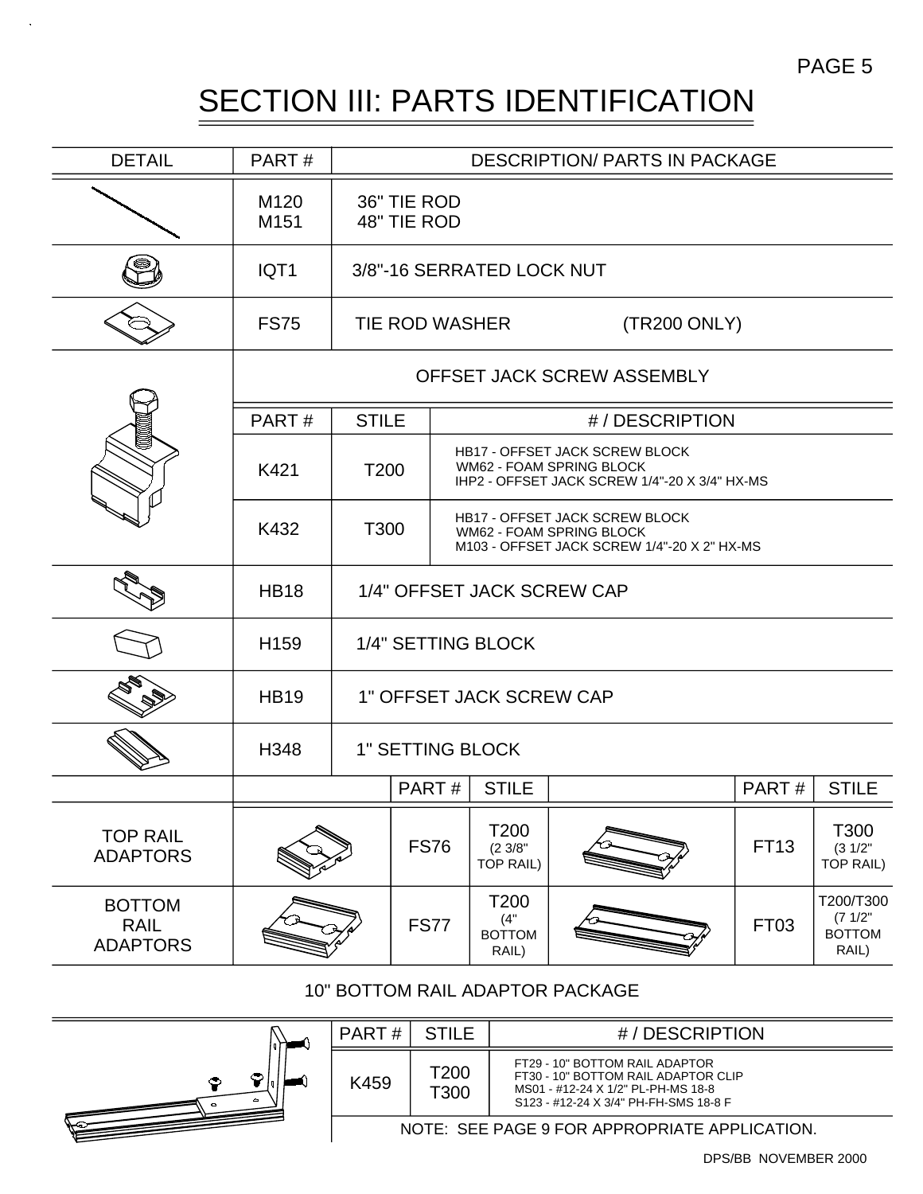# SECTION III: PARTS IDENTIFICATION

| DETAIL | PART # | DESCRIPTION/ PARTS IN PACKAGE |
|---|---|---|
| | M120<br>M151 | 36" TIE ROD<br>48" TIE ROD |
| | IQT1 | 3/8"-16 SERRATED LOCK NUT |
| | FS75 | TIE ROD WASHER (TR200 ONLY) |

**OFFSET JACK SCREW ASSEMBLY**

| PART # | STILE | # / DESCRIPTION |
|---|---|---|
| K421 | T200 | HB17 - OFFSET JACK SCREW BLOCK<br>WM62 - FOAM SPRING BLOCK<br>IHP2 - OFFSET JACK SCREW 1/4"-20 X 3/4" HX-MS |
| K432 | T300 | HB17 - OFFSET JACK SCREW BLOCK<br>WM62 - FOAM SPRING BLOCK<br>M103 - OFFSET JACK SCREW 1/4"-20 X 2" HX-MS |

| DETAIL | PART # | DESCRIPTION/ PARTS IN PACKAGE |
|---|---|---|
| | HB18 | 1/4" OFFSET JACK SCREW CAP |
| | H159 | 1/4" SETTING BLOCK |
| | HB19 | 1" OFFSET JACK SCREW CAP |
| | H348 | 1" SETTING BLOCK |

| | | PART # | STILE | | PART # | STILE |
|---|---|---|---|---|---|---|
| TOP RAIL ADAPTORS | | FS76 | T200 (2 3/8" TOP RAIL) | | FT13 | T300 (3 1/2" TOP RAIL) |
| BOTTOM RAIL ADAPTORS | | FS77 | T200 (4" BOTTOM RAIL) | | FT03 | T200/T300 (7 1/2" BOTTOM RAIL) |

**10" BOTTOM RAIL ADAPTOR PACKAGE**

| PART # | STILE | # / DESCRIPTION |
|---|---|---|
| K459 | T200<br>T300 | FT29 - 10" BOTTOM RAIL ADAPTOR<br>FT30 - 10" BOTTOM RAIL ADAPTOR CLIP<br>MS01 - #12-24 X 1/2" PL-PH-MS 18-8<br>S123 - #12-24 X 3/4" PH-FH-SMS 18-8 F |

NOTE: SEE PAGE 9 FOR APPROPRIATE APPLICATION.

DPS/BB NOVEMBER 2000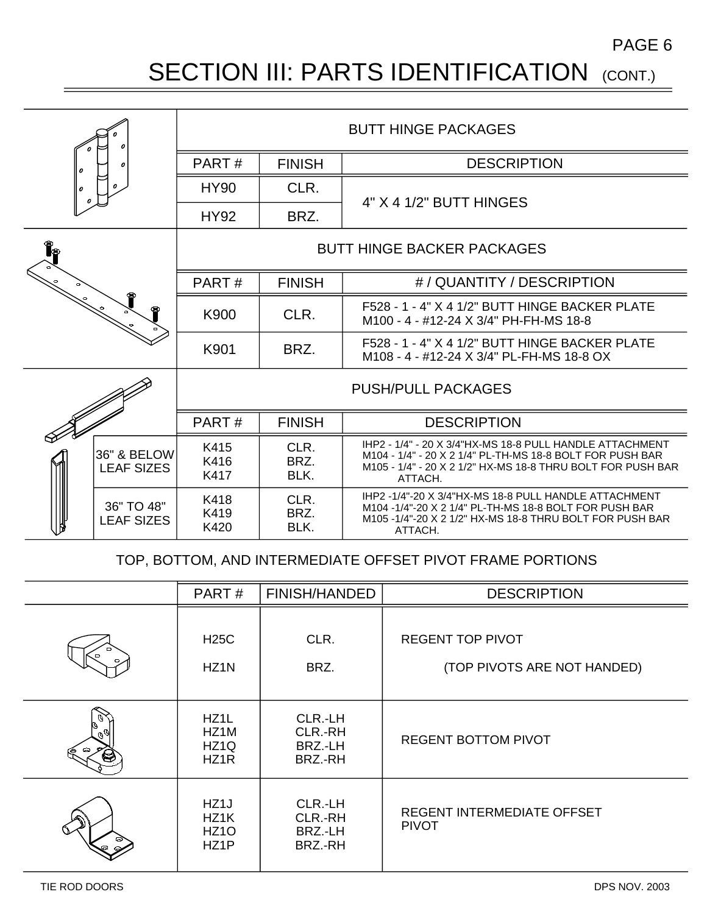# SECTION III: PARTS IDENTIFICATION (CONT.)

## BUTT HINGE PACKAGES

| PART # | FINISH | DESCRIPTION |
|---|---|---|
| HY90 | CLR. | 4" X 4 1/2" BUTT HINGES |
| HY92 | BRZ. | 4" X 4 1/2" BUTT HINGES |

## BUTT HINGE BACKER PACKAGES

| PART # | FINISH | # / QUANTITY / DESCRIPTION |
|---|---|---|
| K900 | CLR. | F528 - 1 - 4" X 4 1/2" BUTT HINGE BACKER PLATE<br>M100 - 4 - #12-24 X 3/4" PH-FH-MS 18-8 |
| K901 | BRZ. | F528 - 1 - 4" X 4 1/2" BUTT HINGE BACKER PLATE<br>M108 - 4 - #12-24 X 3/4" PL-FH-MS 18-8 OX |

## PUSH/PULL PACKAGES

| | PART # | FINISH | DESCRIPTION |
|---|---|---|---|
| 36" & BELOW LEAF SIZES | K415<br>K416<br>K417 | CLR.<br>BRZ.<br>BLK. | IHP2 - 1/4" - 20 X 3/4"HX-MS 18-8 PULL HANDLE ATTACHMENT<br>M104 - 1/4" - 20 X 2 1/4" PL-TH-MS 18-8 BOLT FOR PUSH BAR<br>M105 - 1/4" - 20 X 2 1/2" HX-MS 18-8 THRU BOLT FOR PUSH BAR ATTACH. |
| 36" TO 48" LEAF SIZES | K418<br>K419<br>K420 | CLR.<br>BRZ.<br>BLK. | IHP2 -1/4"-20 X 3/4"HX-MS 18-8 PULL HANDLE ATTACHMENT<br>M104 -1/4"-20 X 2 1/4" PL-TH-MS 18-8 BOLT FOR PUSH BAR<br>M105 -1/4"-20 X 2 1/2" HX-MS 18-8 THRU BOLT FOR PUSH BAR ATTACH. |

## TOP, BOTTOM, AND INTERMEDIATE OFFSET PIVOT FRAME PORTIONS

| PART # | FINISH/HANDED | DESCRIPTION |
|---|---|---|
| H25C<br>HZ1N | CLR.<br>BRZ. | REGENT TOP PIVOT<br>(TOP PIVOTS ARE NOT HANDED) |
| HZ1L<br>HZ1M<br>HZ1Q<br>HZ1R | CLR.-LH<br>CLR.-RH<br>BRZ.-LH<br>BRZ.-RH | REGENT BOTTOM PIVOT |
| HZ1J<br>HZ1K<br>HZ1O<br>HZ1P | CLR.-LH<br>CLR.-RH<br>BRZ.-LH<br>BRZ.-RH | REGENT INTERMEDIATE OFFSET PIVOT |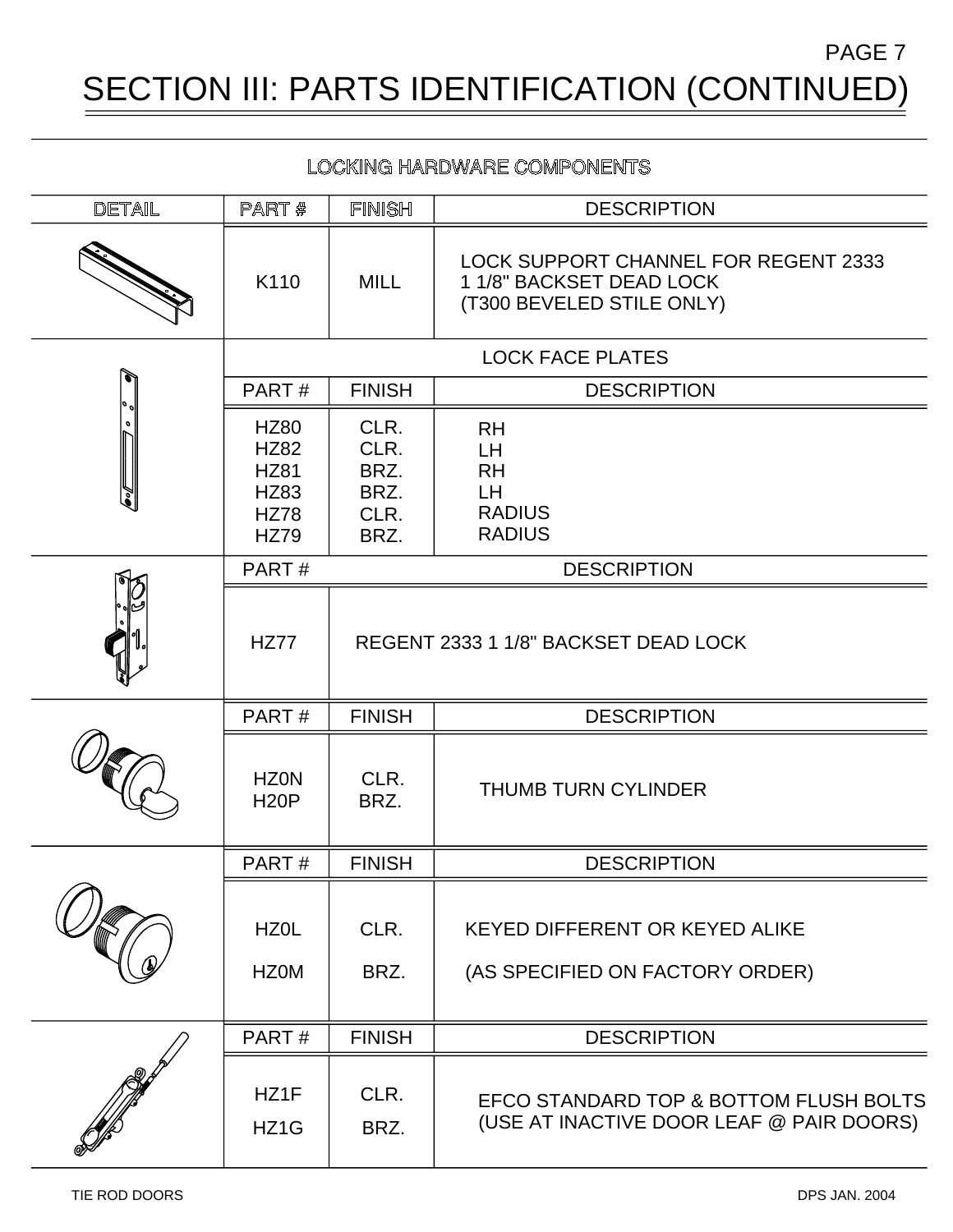# SECTION III: PARTS IDENTIFICATION (CONTINUED)

## LOCKING HARDWARE COMPONENTS

| DETAIL | PART # | FINISH | DESCRIPTION |
|---|---|---|---|
| | K110 | MILL | LOCK SUPPORT CHANNEL FOR REGENT 2333 1 1/8" BACKSET DEAD LOCK (T300 BEVELED STILE ONLY) |

**LOCK FACE PLATES**

| PART # | FINISH | DESCRIPTION |
|---|---|---|
| HZ80 | CLR. | RH |
| HZ82 | CLR. | LH |
| HZ81 | BRZ. | RH |
| HZ83 | BRZ. | LH |
| HZ78 | CLR. | RADIUS |
| HZ79 | BRZ. | RADIUS |

| PART # | DESCRIPTION |
|---|---|
| HZ77 | REGENT 2333 1 1/8" BACKSET DEAD LOCK |

| PART # | FINISH | DESCRIPTION |
|---|---|---|
| HZ0N | CLR. | THUMB TURN CYLINDER |
| H20P | BRZ. | |

| PART # | FINISH | DESCRIPTION |
|---|---|---|
| HZ0L | CLR. | KEYED DIFFERENT OR KEYED ALIKE |
| HZ0M | BRZ. | (AS SPECIFIED ON FACTORY ORDER) |

| PART # | FINISH | DESCRIPTION |
|---|---|---|
| HZ1F | CLR. | EFCO STANDARD TOP & BOTTOM FLUSH BOLTS |
| HZ1G | BRZ. | (USE AT INACTIVE DOOR LEAF @ PAIR DOORS) |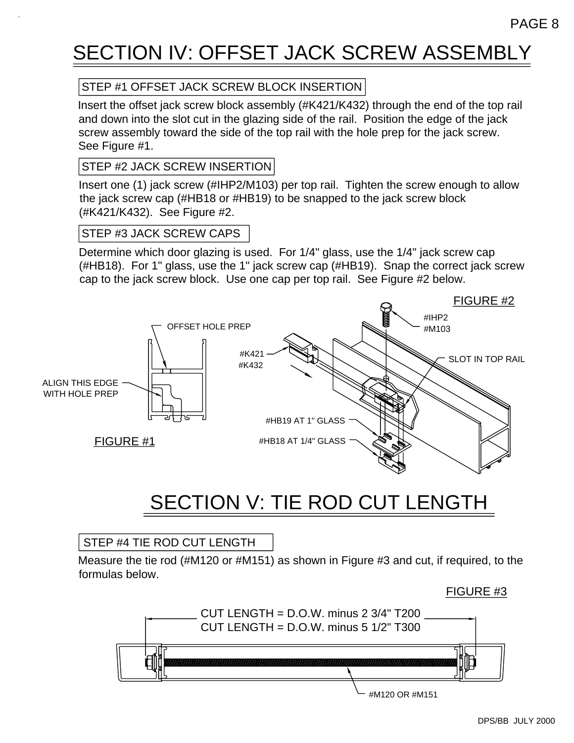# SECTION IV: OFFSET JACK SCREW ASSEMBLY

## STEP #1 OFFSET JACK SCREW BLOCK INSERTION

Insert the offset jack screw block assembly (#K421/K432) through the end of the top rail and down into the slot cut in the glazing side of the rail. Position the edge of the jack screw assembly toward the side of the top rail with the hole prep for the jack screw. See Figure #1.

## STEP #2 JACK SCREW INSERTION

Insert one (1) jack screw (#IHP2/M103) per top rail. Tighten the screw enough to allow the jack screw cap (#HB18 or #HB19) to be snapped to the jack screw block (#K421/K432). See Figure #2.

## STEP #3 JACK SCREW CAPS

Determine which door glazing is used. For 1/4" glass, use the 1/4" jack screw cap (#HB18). For 1" glass, use the 1" jack screw cap (#HB19). Snap the correct jack screw cap to the jack screw block. Use one cap per top rail. See Figure #2 below.

OFFSET HOLE PREP

ALIGN THIS EDGE WITH HOLE PREP

FIGURE #1

FIGURE #2

#IHP2
#M103

#K421
#K432

SLOT IN TOP RAIL

#HB19 AT 1" GLASS

#HB18 AT 1/4" GLASS

# SECTION V: TIE ROD CUT LENGTH

## STEP #4 TIE ROD CUT LENGTH

Measure the tie rod (#M120 or #M151) as shown in Figure #3 and cut, if required, to the formulas below.

FIGURE #3

CUT LENGTH = D.O.W. minus 2 3/4" T200
CUT LENGTH = D.O.W. minus 5 1/2" T300

#M120 OR #M151

DPS/BB JULY 2000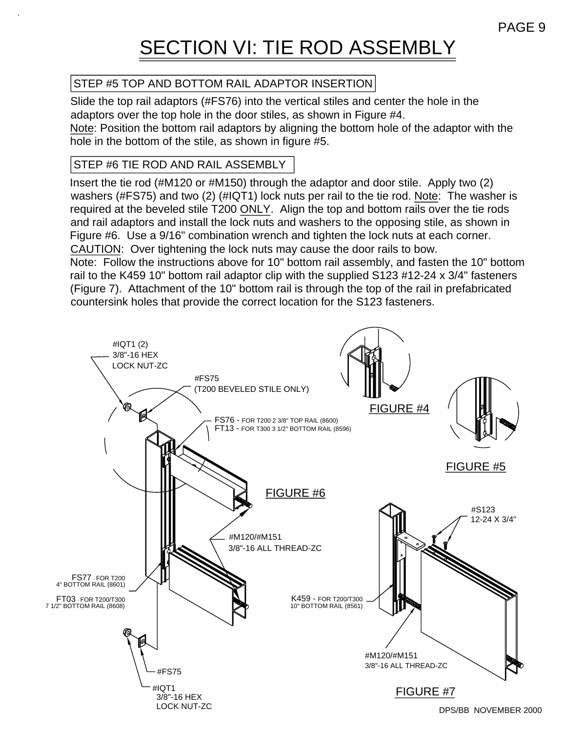# SECTION VI: TIE ROD ASSEMBLY

## STEP #5 TOP AND BOTTOM RAIL ADAPTOR INSERTION

Slide the top rail adaptors (#FS76) into the vertical stiles and center the hole in the adaptors over the top hole in the door stiles, as shown in Figure #4.
Note: Position the bottom rail adaptors by aligning the bottom hole of the adaptor with the hole in the bottom of the stile, as shown in figure #5.

## STEP #6 TIE ROD AND RAIL ASSEMBLY

Insert the tie rod (#M120 or #M150) through the adaptor and door stile. Apply two (2) washers (#FS75) and two (2) (#IQT1) lock nuts per rail to the tie rod. Note: The washer is required at the beveled stile T200 ONLY. Align the top and bottom rails over the tie rods and rail adaptors and install the lock nuts and washers to the opposing stile, as shown in Figure #6. Use a 9/16" combination wrench and tighten the lock nuts at each corner.
CAUTION: Over tightening the lock nuts may cause the door rails to bow.
Note: Follow the instructions above for 10" bottom rail assembly, and fasten the 10" bottom rail to the K459 10" bottom rail adaptor clip with the supplied S123 #12-24 x 3/4" fasteners (Figure 7). Attachment of the 10" bottom rail is through the top of the rail in prefabricated countersink holes that provide the correct location for the S123 fasteners.

FIGURE #4

FIGURE #5

FIGURE #6

#IQT1 (2) 3/8"-16 HEX LOCK NUT-ZC

#FS75 (T200 BEVELED STILE ONLY)

FS76 - FOR T200 2 3/8" TOP RAIL (8600)
FT13 - FOR T300 3 1/2" BOTTOM RAIL (8596)

#M120/#M151 3/8"-16 ALL THREAD-ZC

FS77 - FOR T200 4" BOTTOM RAIL (8601)

FT03 - FOR T200/T300 7 1/2" BOTTOM RAIL (8608)

#FS75

#IQT1 3/8"-16 HEX LOCK NUT-ZC

FIGURE #7

#S123 12-24 X 3/4"

K459 - FOR T200/T300 10" BOTTOM RAIL (8561)

#M120/#M151 3/8"-16 ALL THREAD-ZC

DPS/BB NOVEMBER 2000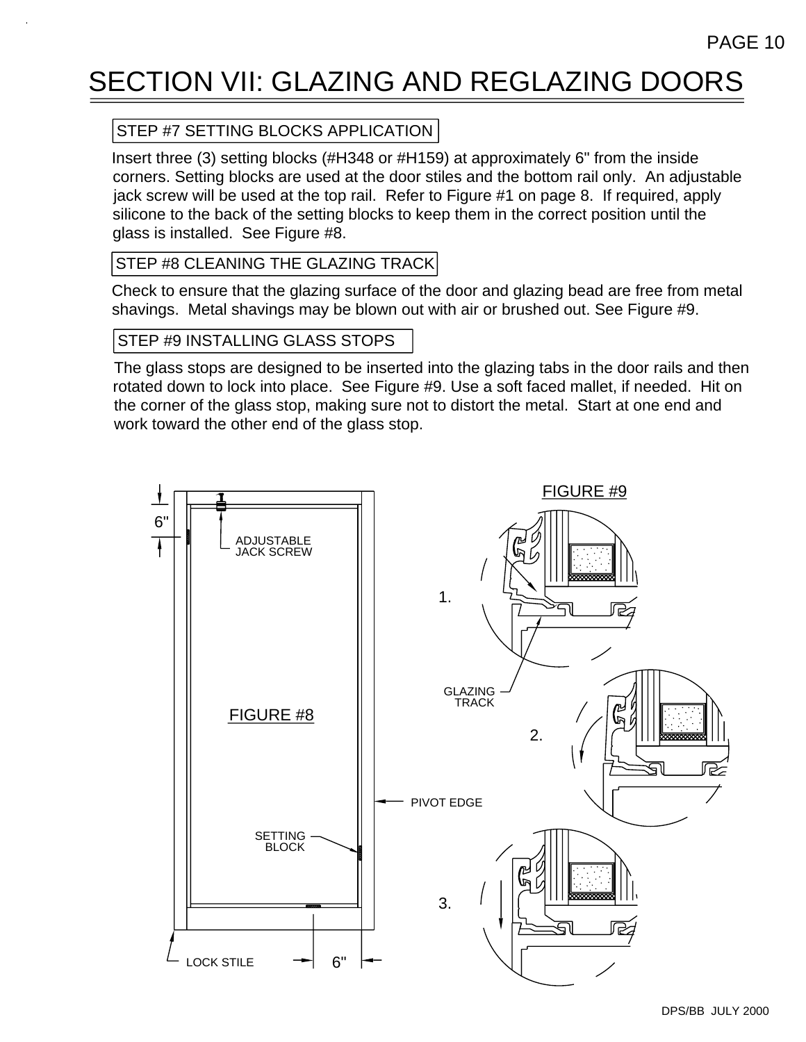# SECTION VII: GLAZING AND REGLAZING DOORS

## STEP #7 SETTING BLOCKS APPLICATION

Insert three (3) setting blocks (#H348 or #H159) at approximately 6" from the inside corners. Setting blocks are used at the door stiles and the bottom rail only. An adjustable jack screw will be used at the top rail. Refer to Figure #1 on page 8. If required, apply silicone to the back of the setting blocks to keep them in the correct position until the glass is installed. See Figure #8.

## STEP #8 CLEANING THE GLAZING TRACK

Check to ensure that the glazing surface of the door and glazing bead are free from metal shavings. Metal shavings may be blown out with air or brushed out. See Figure #9.

## STEP #9 INSTALLING GLASS STOPS

The glass stops are designed to be inserted into the glazing tabs in the door rails and then rotated down to lock into place. See Figure #9. Use a soft faced mallet, if needed. Hit on the corner of the glass stop, making sure not to distort the metal. Start at one end and work toward the other end of the glass stop.

6"

ADJUSTABLE JACK SCREW

FIGURE #8

SETTING BLOCK

PIVOT EDGE

LOCK STILE

6"

FIGURE #9

1.

GLAZING TRACK

2.

3.

DPS/BB JULY 2000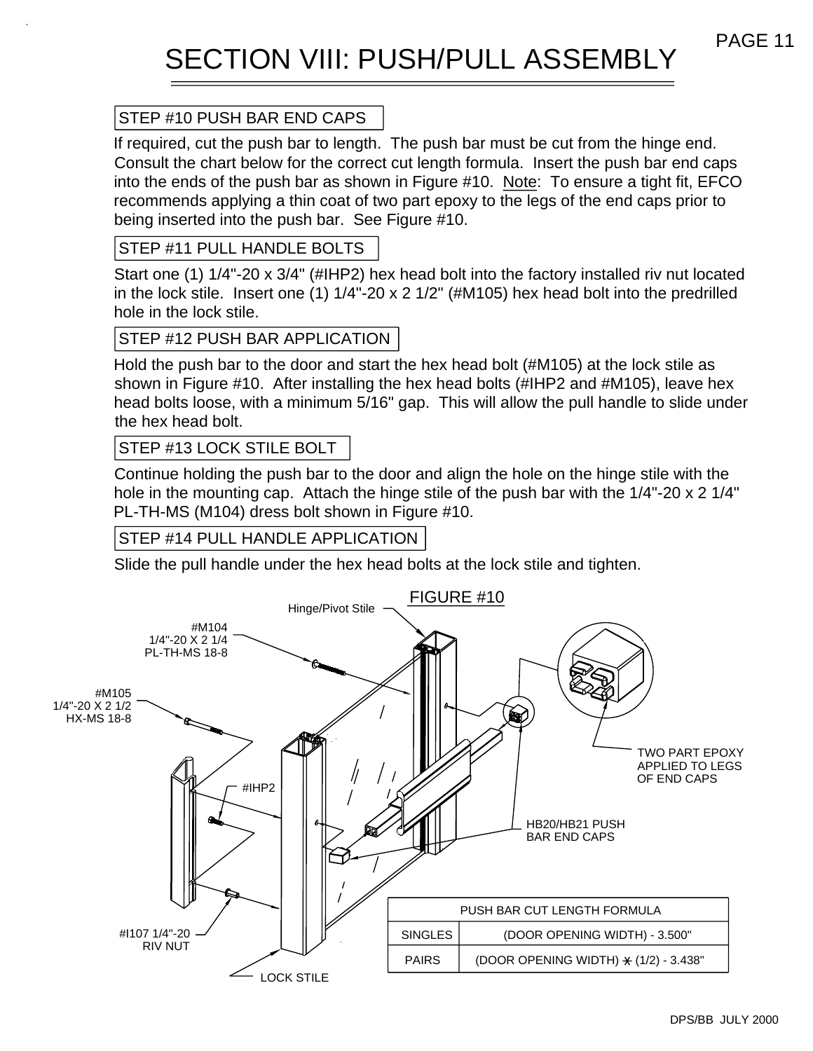# SECTION VIII: PUSH/PULL ASSEMBLY

## STEP #10 PUSH BAR END CAPS

If required, cut the push bar to length. The push bar must be cut from the hinge end. Consult the chart below for the correct cut length formula. Insert the push bar end caps into the ends of the push bar as shown in Figure #10. Note: To ensure a tight fit, EFCO recommends applying a thin coat of two part epoxy to the legs of the end caps prior to being inserted into the push bar. See Figure #10.

## STEP #11 PULL HANDLE BOLTS

Start one (1) 1/4"-20 x 3/4" (#IHP2) hex head bolt into the factory installed riv nut located in the lock stile. Insert one (1) 1/4"-20 x 2 1/2" (#M105) hex head bolt into the predrilled hole in the lock stile.

## STEP #12 PUSH BAR APPLICATION

Hold the push bar to the door and start the hex head bolt (#M105) at the lock stile as shown in Figure #10. After installing the hex head bolts (#IHP2 and #M105), leave hex head bolts loose, with a minimum 5/16" gap. This will allow the pull handle to slide under the hex head bolt.

## STEP #13 LOCK STILE BOLT

Continue holding the push bar to the door and align the hole on the hinge stile with the hole in the mounting cap. Attach the hinge stile of the push bar with the 1/4"-20 x 2 1/4" PL-TH-MS (M104) dress bolt shown in Figure #10.

## STEP #14 PULL HANDLE APPLICATION

Slide the pull handle under the hex head bolts at the lock stile and tighten.

FIGURE #10

Hinge/Pivot Stile

#M104 1/4"-20 X 2 1/4 PL-TH-MS 18-8

#M105 1/4"-20 X 2 1/2 HX-MS 18-8

#IHP2

#I107 1/4"-20 RIV NUT

LOCK STILE

TWO PART EPOXY APPLIED TO LEGS OF END CAPS

HB20/HB21 PUSH BAR END CAPS

| PUSH BAR CUT LENGTH FORMULA | |
|---|---|
| SINGLES | (DOOR OPENING WIDTH) - 3.500" |
| PAIRS | (DOOR OPENING WIDTH) x (1/2) - 3.438" |

DPS/BB JULY 2000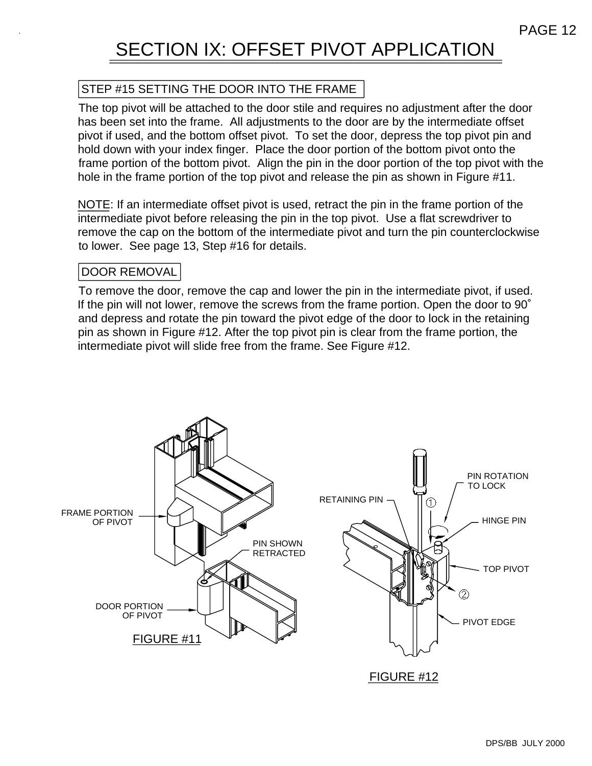# SECTION IX: OFFSET PIVOT APPLICATION

## STEP #15 SETTING THE DOOR INTO THE FRAME

The top pivot will be attached to the door stile and requires no adjustment after the door has been set into the frame. All adjustments to the door are by the intermediate offset pivot if used, and the bottom offset pivot. To set the door, depress the top pivot pin and hold down with your index finger. Place the door portion of the bottom pivot onto the frame portion of the bottom pivot. Align the pin in the door portion of the top pivot with the hole in the frame portion of the top pivot and release the pin as shown in Figure #11.

NOTE: If an intermediate offset pivot is used, retract the pin in the frame portion of the intermediate pivot before releasing the pin in the top pivot. Use a flat screwdriver to remove the cap on the bottom of the intermediate pivot and turn the pin counterclockwise to lower. See page 13, Step #16 for details.

## DOOR REMOVAL

To remove the door, remove the cap and lower the pin in the intermediate pivot, if used. If the pin will not lower, remove the screws from the frame portion. Open the door to 90° and depress and rotate the pin toward the pivot edge of the door to lock in the retaining pin as shown in Figure #12. After the top pivot pin is clear from the frame portion, the intermediate pivot will slide free from the frame. See Figure #12.

FRAME PORTION OF PIVOT

PIN SHOWN RETRACTED

DOOR PORTION OF PIVOT

FIGURE #11

RETAINING PIN

PIN ROTATION TO LOCK

HINGE PIN

TOP PIVOT

PIVOT EDGE

FIGURE #12

DPS/BB JULY 2000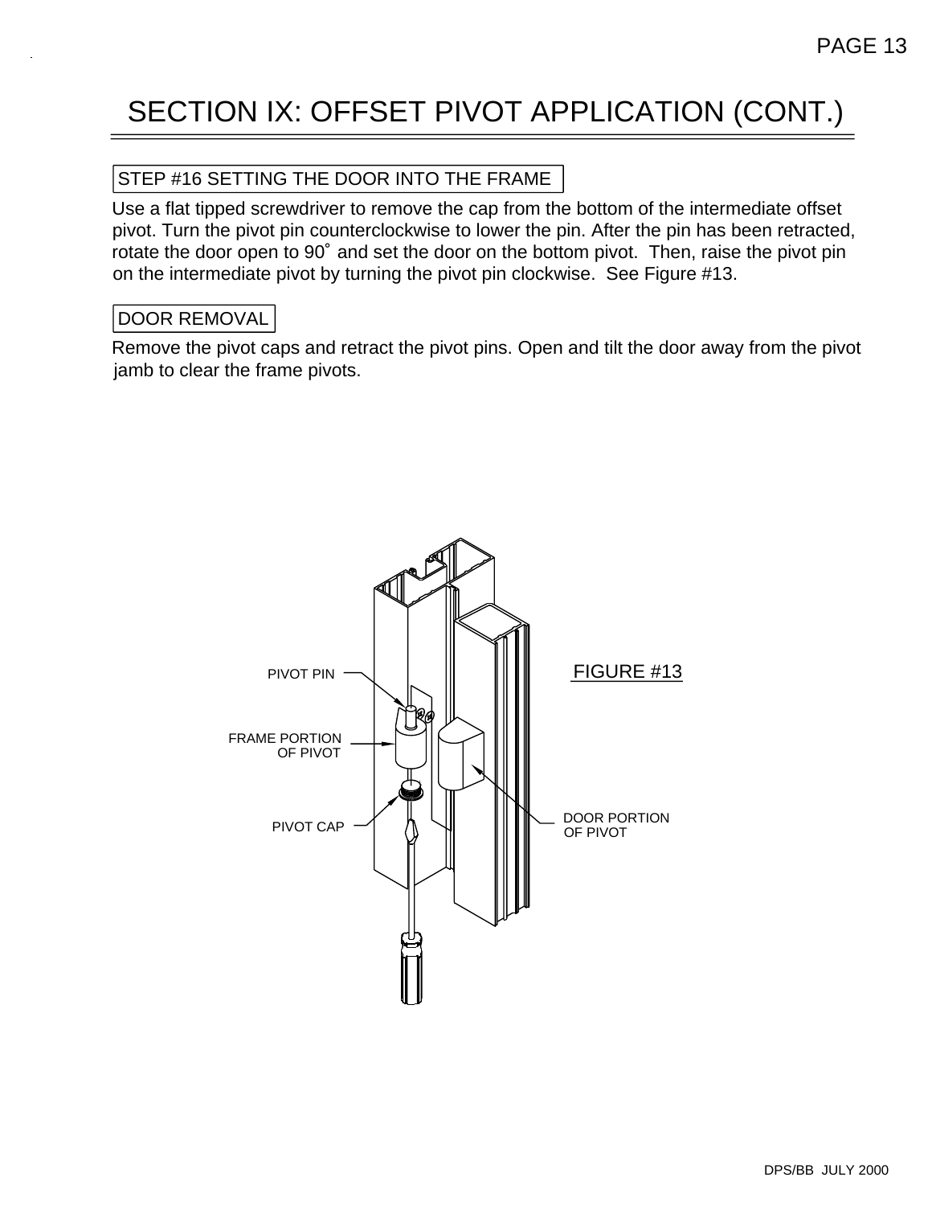# SECTION IX: OFFSET PIVOT APPLICATION (CONT.)

## STEP #16 SETTING THE DOOR INTO THE FRAME

Use a flat tipped screwdriver to remove the cap from the bottom of the intermediate offset pivot. Turn the pivot pin counterclockwise to lower the pin. After the pin has been retracted, rotate the door open to 90° and set the door on the bottom pivot. Then, raise the pivot pin on the intermediate pivot by turning the pivot pin clockwise. See Figure #13.

## DOOR REMOVAL

Remove the pivot caps and retract the pivot pins. Open and tilt the door away from the pivot jamb to clear the frame pivots.

PIVOT PIN

FRAME PORTION OF PIVOT

PIVOT CAP

DOOR PORTION OF PIVOT

FIGURE #13

DPS/BB JULY 2000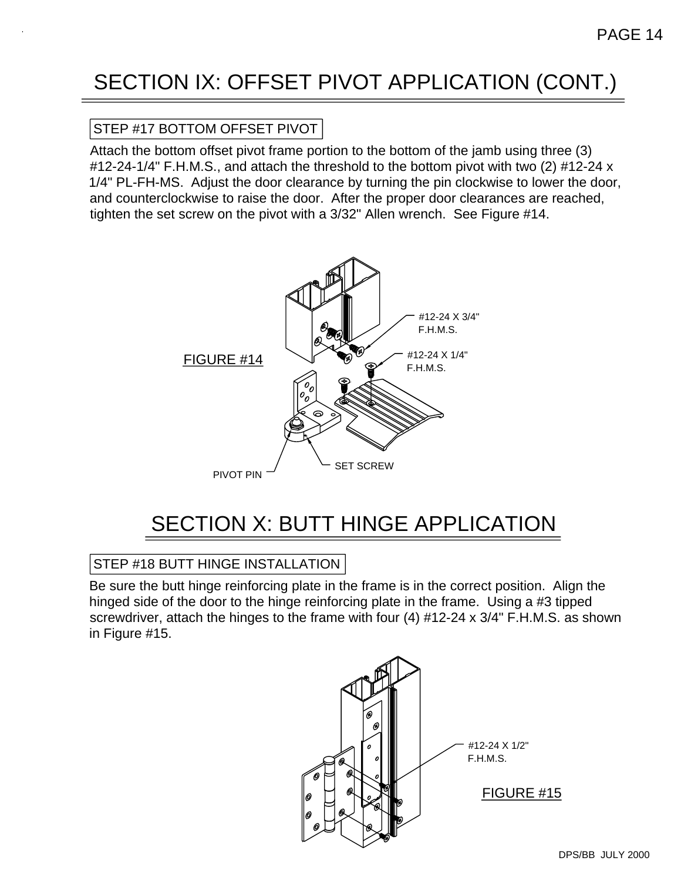# SECTION IX: OFFSET PIVOT APPLICATION (CONT.)

STEP #17 BOTTOM OFFSET PIVOT

Attach the bottom offset pivot frame portion to the bottom of the jamb using three (3) #12-24-1/4" F.H.M.S., and attach the threshold to the bottom pivot with two (2) #12-24 x 1/4" PL-FH-MS. Adjust the door clearance by turning the pin clockwise to lower the door, and counterclockwise to raise the door. After the proper door clearances are reached, tighten the set screw on the pivot with a 3/32" Allen wrench. See Figure #14.

#12-24 X 3/4" F.H.M.S.

#12-24 X 1/4" F.H.M.S.

FIGURE #14

PIVOT PIN

SET SCREW

# SECTION X: BUTT HINGE APPLICATION

STEP #18 BUTT HINGE INSTALLATION

Be sure the butt hinge reinforcing plate in the frame is in the correct position. Align the hinged side of the door to the hinge reinforcing plate in the frame. Using a #3 tipped screwdriver, attach the hinges to the frame with four (4) #12-24 x 3/4" F.H.M.S. as shown in Figure #15.

#12-24 X 1/2" F.H.M.S.

FIGURE #15

DPS/BB JULY 2000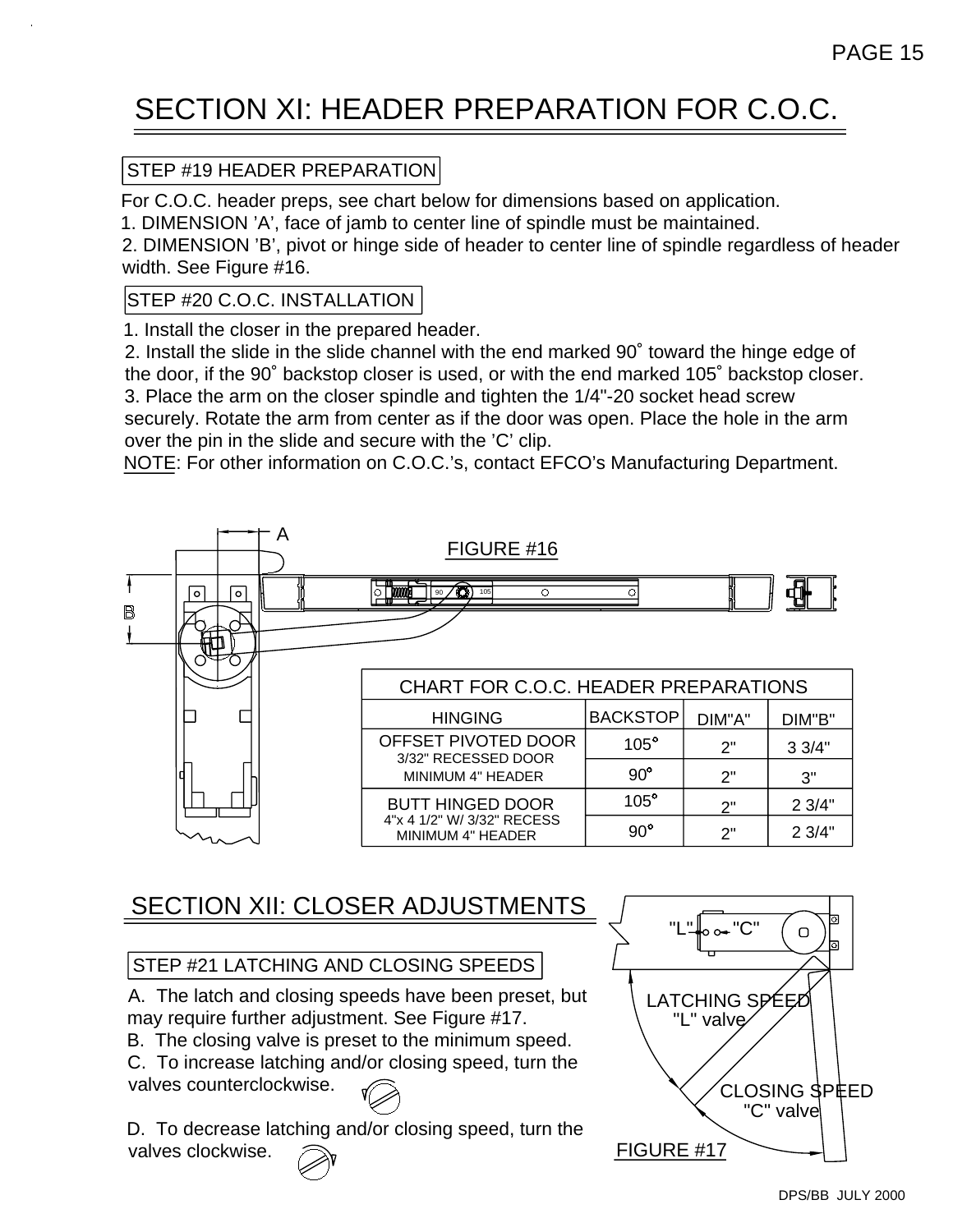# SECTION XI: HEADER PREPARATION FOR C.O.C.

## STEP #19 HEADER PREPARATION

For C.O.C. header preps, see chart below for dimensions based on application.
1. DIMENSION 'A', face of jamb to center line of spindle must be maintained.
2. DIMENSION 'B', pivot or hinge side of header to center line of spindle regardless of header width. See Figure #16.

## STEP #20 C.O.C. INSTALLATION

1. Install the closer in the prepared header.
2. Install the slide in the slide channel with the end marked 90° toward the hinge edge of the door, if the 90° backstop closer is used, or with the end marked 105° backstop closer.
3. Place the arm on the closer spindle and tighten the 1/4"-20 socket head screw securely. Rotate the arm from center as if the door was open. Place the hole in the arm over the pin in the slide and secure with the 'C' clip.

NOTE: For other information on C.O.C.'s, contact EFCO's Manufacturing Department.

FIGURE #16

**CHART FOR C.O.C. HEADER PREPARATIONS**

| HINGING | BACKSTOP | DIM"A" | DIM"B" |
|---|---|---|---|
| OFFSET PIVOTED DOOR 3/32" RECESSED DOOR MINIMUM 4" HEADER | 105° | 2" | 3 3/4" |
| | 90° | 2" | 3" |
| BUTT HINGED DOOR 4"x 4 1/2" W/ 3/32" RECESS MINIMUM 4" HEADER | 105° | 2" | 2 3/4" |
| | 90° | 2" | 2 3/4" |

# SECTION XII: CLOSER ADJUSTMENTS

## STEP #21 LATCHING AND CLOSING SPEEDS

A. The latch and closing speeds have been preset, but may require further adjustment. See Figure #17.
B. The closing valve is preset to the minimum speed.
C. To increase latching and/or closing speed, turn the valves counterclockwise.

D. To decrease latching and/or closing speed, turn the valves clockwise.

FIGURE #17

DPS/BB JULY 2000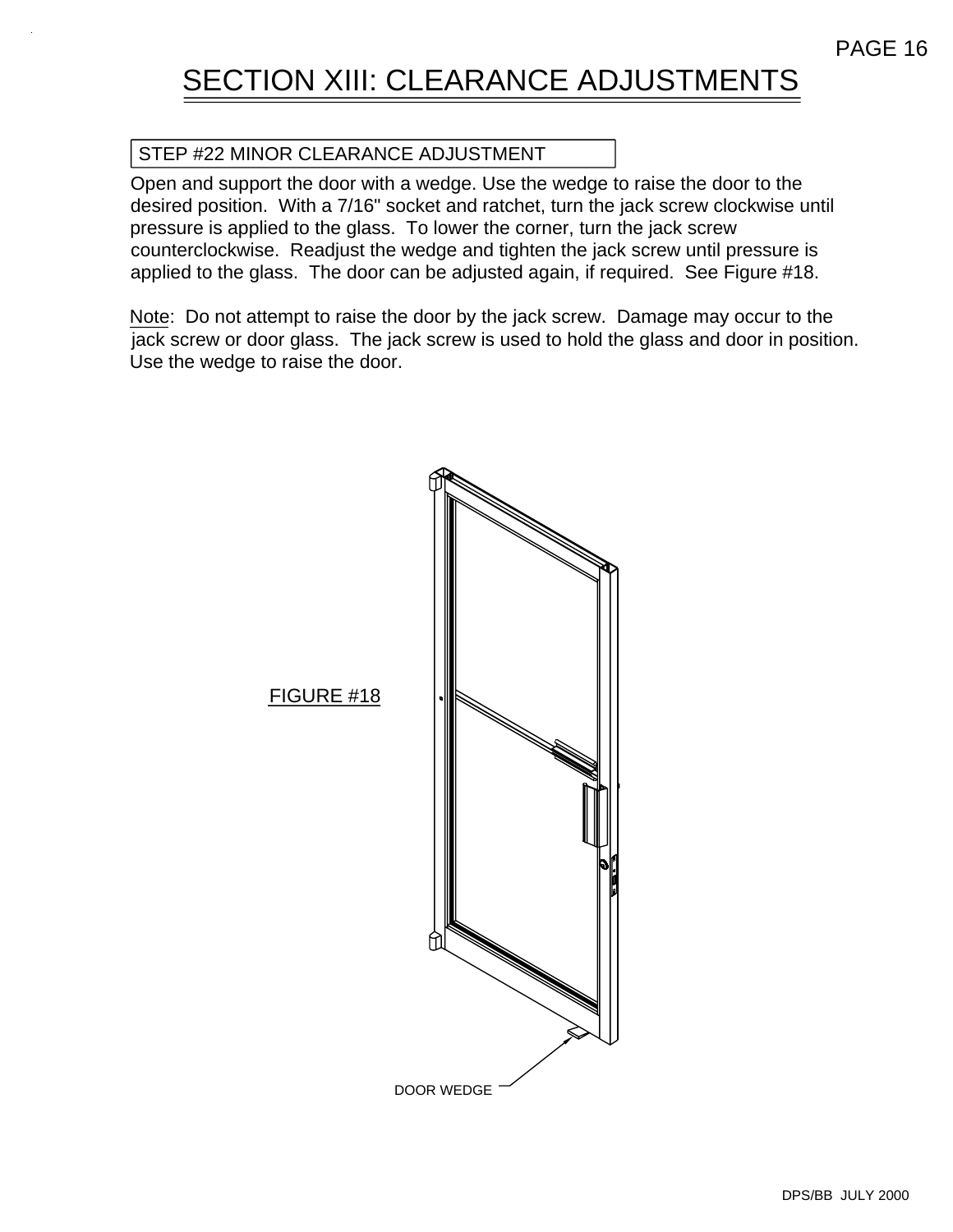# SECTION XIII: CLEARANCE ADJUSTMENTS

## STEP #22 MINOR CLEARANCE ADJUSTMENT

Open and support the door with a wedge. Use the wedge to raise the door to the desired position. With a 7/16" socket and ratchet, turn the jack screw clockwise until pressure is applied to the glass. To lower the corner, turn the jack screw counterclockwise. Readjust the wedge and tighten the jack screw until pressure is applied to the glass. The door can be adjusted again, if required. See Figure #18.

Note: Do not attempt to raise the door by the jack screw. Damage may occur to the jack screw or door glass. The jack screw is used to hold the glass and door in position. Use the wedge to raise the door.

FIGURE #18

DOOR WEDGE

DPS/BB JULY 2000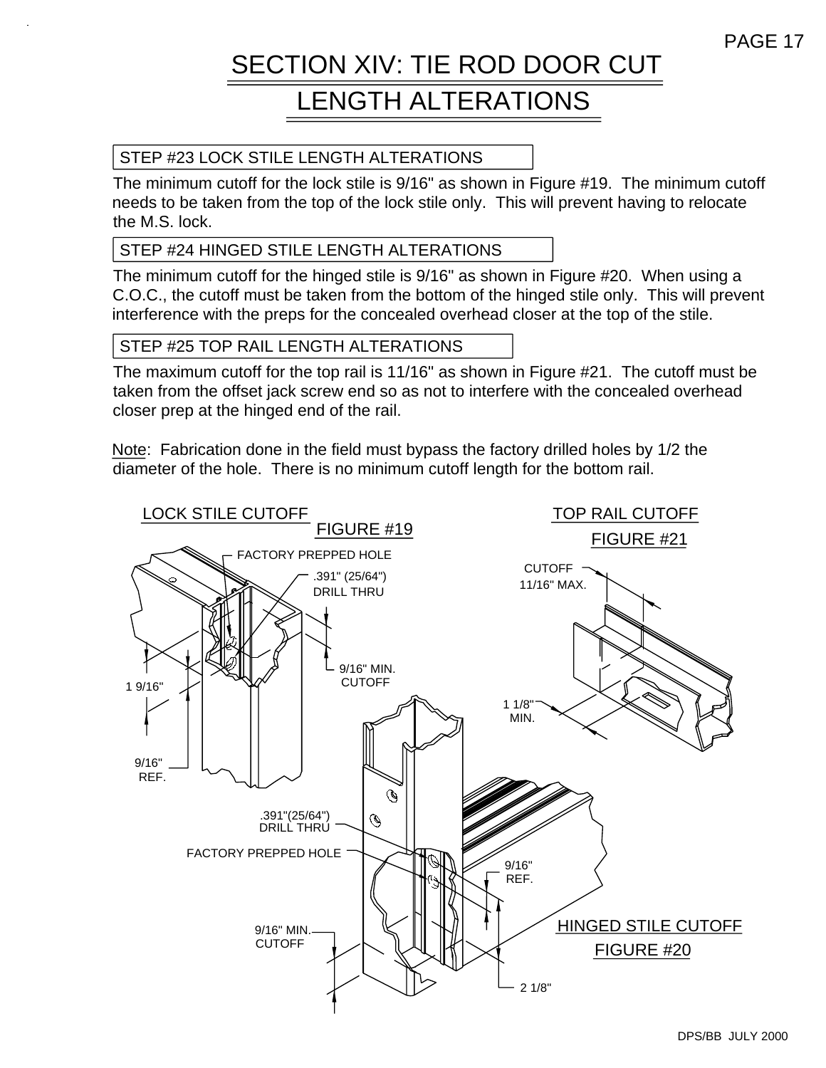# SECTION XIV: TIE ROD DOOR CUT LENGTH ALTERATIONS

## STEP #23 LOCK STILE LENGTH ALTERATIONS

The minimum cutoff for the lock stile is 9/16" as shown in Figure #19. The minimum cutoff needs to be taken from the top of the lock stile only. This will prevent having to relocate the M.S. lock.

## STEP #24 HINGED STILE LENGTH ALTERATIONS

The minimum cutoff for the hinged stile is 9/16" as shown in Figure #20. When using a C.O.C., the cutoff must be taken from the bottom of the hinged stile only. This will prevent interference with the preps for the concealed overhead closer at the top of the stile.

## STEP #25 TOP RAIL LENGTH ALTERATIONS

The maximum cutoff for the top rail is 11/16" as shown in Figure #21. The cutoff must be taken from the offset jack screw end so as not to interfere with the concealed overhead closer prep at the hinged end of the rail.

Note: Fabrication done in the field must bypass the factory drilled holes by 1/2 the diameter of the hole. There is no minimum cutoff length for the bottom rail.

LOCK STILE CUTOFF

FIGURE #19

FACTORY PREPPED HOLE

.391" (25/64") DRILL THRU

9/16" MIN. CUTOFF

1 9/16"

9/16" REF.

TOP RAIL CUTOFF

FIGURE #21

CUTOFF 11/16" MAX.

1 1/8" MIN.

.391"(25/64") DRILL THRU

FACTORY PREPPED HOLE

9/16" REF.

9/16" MIN. CUTOFF

2 1/8"

HINGED STILE CUTOFF

FIGURE #20

DPS/BB JULY 2000